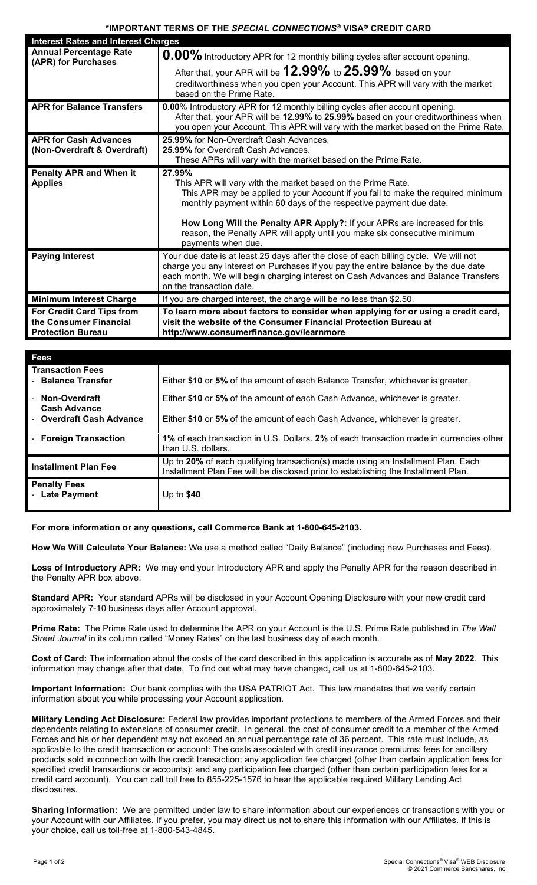# *IMPORTANT TERMS OF THE *SPECIAL CONNECTIONS*® VISA® CREDIT CARD

| Interest Rates and Interest Charges | |
|---|---|
| **Annual Percentage Rate (APR) for Purchases** | **0.00%** Introductory APR for 12 monthly billing cycles after account opening. After that, your APR will be **12.99%** to **25.99%** based on your creditworthiness when you open your Account. This APR will vary with the market based on the Prime Rate. |
| **APR for Balance Transfers** | **0.00**% Introductory APR for 12 monthly billing cycles after account opening. After that, your APR will be **12.99%** to **25.99%** based on your creditworthiness when you open your Account. This APR will vary with the market based on the Prime Rate. |
| **APR for Cash Advances (Non-Overdraft & Overdraft)** | **25.99%** for Non-Overdraft Cash Advances. **25.99%** for Overdraft Cash Advances. These APRs will vary with the market based on the Prime Rate. |
| **Penalty APR and When it Applies** | **27.99%** This APR will vary with the market based on the Prime Rate. This APR may be applied to your Account if you fail to make the required minimum monthly payment within 60 days of the respective payment due date. **How Long Will the Penalty APR Apply?:** If your APRs are increased for this reason, the Penalty APR will apply until you make six consecutive minimum payments when due. |
| **Paying Interest** | Your due date is at least 25 days after the close of each billing cycle. We will not charge you any interest on Purchases if you pay the entire balance by the due date each month. We will begin charging interest on Cash Advances and Balance Transfers on the transaction date. |
| **Minimum Interest Charge** | If you are charged interest, the charge will be no less than $2.50. |
| **For Credit Card Tips from the Consumer Financial Protection Bureau** | **To learn more about factors to consider when applying for or using a credit card, visit the website of the Consumer Financial Protection Bureau at http://www.consumerfinance.gov/learnmore** |

| Fees | |
|---|---|
| **Transaction Fees** | |
| - **Balance Transfer** | Either **$10** or **5%** of the amount of each Balance Transfer, whichever is greater. |
| - **Non-Overdraft Cash Advance** | Either **$10** or **5%** of the amount of each Cash Advance, whichever is greater. |
| - **Overdraft Cash Advance** | Either **$10** or **5%** of the amount of each Cash Advance, whichever is greater. |
| - **Foreign Transaction** | **1%** of each transaction in U.S. Dollars. **2%** of each transaction made in currencies other than U.S. dollars. |
| **Installment Plan Fee** | Up to **20%** of each qualifying transaction(s) made using an Installment Plan. Each Installment Plan Fee will be disclosed prior to establishing the Installment Plan. |
| **Penalty Fees** | |
| - **Late Payment** | Up to **$40** |

**For more information or any questions, call Commerce Bank at 1-800-645-2103.**

**How We Will Calculate Your Balance:** We use a method called "Daily Balance" (including new Purchases and Fees).

**Loss of Introductory APR:** We may end your Introductory APR and apply the Penalty APR for the reason described in the Penalty APR box above.

**Standard APR:** Your standard APRs will be disclosed in your Account Opening Disclosure with your new credit card approximately 7-10 business days after Account approval.

**Prime Rate:** The Prime Rate used to determine the APR on your Account is the U.S. Prime Rate published in *The Wall Street Journal* in its column called "Money Rates" on the last business day of each month.

**Cost of Card:** The information about the costs of the card described in this application is accurate as of **May 2022**. This information may change after that date. To find out what may have changed, call us at 1-800-645-2103.

**Important Information:** Our bank complies with the USA PATRIOT Act. This law mandates that we verify certain information about you while processing your Account application.

**Military Lending Act Disclosure:** Federal law provides important protections to members of the Armed Forces and their dependents relating to extensions of consumer credit. In general, the cost of consumer credit to a member of the Armed Forces and his or her dependent may not exceed an annual percentage rate of 36 percent. This rate must include, as applicable to the credit transaction or account: The costs associated with credit insurance premiums; fees for ancillary products sold in connection with the credit transaction; any application fee charged (other than certain application fees for specified credit transactions or accounts); and any participation fee charged (other than certain participation fees for a credit card account). You can call toll free to 855-225-1576 to hear the applicable required Military Lending Act disclosures.

**Sharing Information:** We are permitted under law to share information about our experiences or transactions with you or your Account with our Affiliates. If you prefer, you may direct us not to share this information with our Affiliates. If this is your choice, call us toll-free at 1-800-543-4845.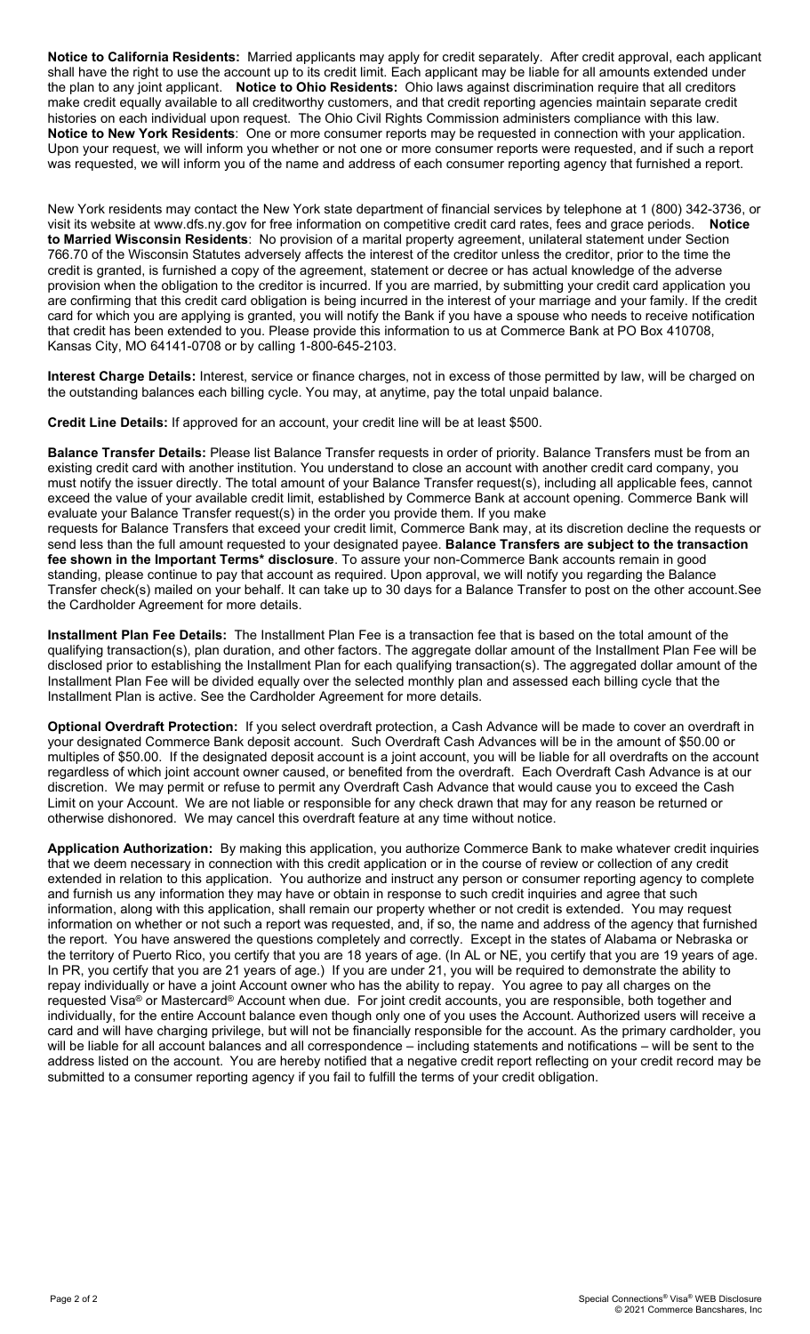**Notice to California Residents:** Married applicants may apply for credit separately. After credit approval, each applicant shall have the right to use the account up to its credit limit. Each applicant may be liable for all amounts extended under the plan to any joint applicant. **Notice to Ohio Residents:** Ohio laws against discrimination require that all creditors make credit equally available to all creditworthy customers, and that credit reporting agencies maintain separate credit histories on each individual upon request. The Ohio Civil Rights Commission administers compliance with this law. **Notice to New York Residents**: One or more consumer reports may be requested in connection with your application. Upon your request, we will inform you whether or not one or more consumer reports were requested, and if such a report was requested, we will inform you of the name and address of each consumer reporting agency that furnished a report.

New York residents may contact the New York state department of financial services by telephone at 1 (800) 342-3736, or visit its website at www.dfs.ny.gov for free information on competitive credit card rates, fees and grace periods. **Notice to Married Wisconsin Residents**: No provision of a marital property agreement, unilateral statement under Section 766.70 of the Wisconsin Statutes adversely affects the interest of the creditor unless the creditor, prior to the time the credit is granted, is furnished a copy of the agreement, statement or decree or has actual knowledge of the adverse provision when the obligation to the creditor is incurred. If you are married, by submitting your credit card application you are confirming that this credit card obligation is being incurred in the interest of your marriage and your family. If the credit card for which you are applying is granted, you will notify the Bank if you have a spouse who needs to receive notification that credit has been extended to you. Please provide this information to us at Commerce Bank at PO Box 410708, Kansas City, MO 64141-0708 or by calling 1-800-645-2103.

**Interest Charge Details:** Interest, service or finance charges, not in excess of those permitted by law, will be charged on the outstanding balances each billing cycle. You may, at anytime, pay the total unpaid balance.

**Credit Line Details:** If approved for an account, your credit line will be at least $500.

**Balance Transfer Details:** Please list Balance Transfer requests in order of priority. Balance Transfers must be from an existing credit card with another institution. You understand to close an account with another credit card company, you must notify the issuer directly. The total amount of your Balance Transfer request(s), including all applicable fees, cannot exceed the value of your available credit limit, established by Commerce Bank at account opening. Commerce Bank will evaluate your Balance Transfer request(s) in the order you provide them. If you make requests for Balance Transfers that exceed your credit limit, Commerce Bank may, at its discretion decline the requests or send less than the full amount requested to your designated payee. **Balance Transfers are subject to the transaction fee shown in the Important Terms* disclosure**. To assure your non-Commerce Bank accounts remain in good standing, please continue to pay that account as required. Upon approval, we will notify you regarding the Balance Transfer check(s) mailed on your behalf. It can take up to 30 days for a Balance Transfer to post on the other account.See the Cardholder Agreement for more details.

**Installment Plan Fee Details:** The Installment Plan Fee is a transaction fee that is based on the total amount of the qualifying transaction(s), plan duration, and other factors. The aggregate dollar amount of the Installment Plan Fee will be disclosed prior to establishing the Installment Plan for each qualifying transaction(s). The aggregated dollar amount of the Installment Plan Fee will be divided equally over the selected monthly plan and assessed each billing cycle that the Installment Plan is active. See the Cardholder Agreement for more details.

**Optional Overdraft Protection:** If you select overdraft protection, a Cash Advance will be made to cover an overdraft in your designated Commerce Bank deposit account. Such Overdraft Cash Advances will be in the amount of $50.00 or multiples of $50.00. If the designated deposit account is a joint account, you will be liable for all overdrafts on the account regardless of which joint account owner caused, or benefited from the overdraft. Each Overdraft Cash Advance is at our discretion. We may permit or refuse to permit any Overdraft Cash Advance that would cause you to exceed the Cash Limit on your Account. We are not liable or responsible for any check drawn that may for any reason be returned or otherwise dishonored. We may cancel this overdraft feature at any time without notice.

**Application Authorization:** By making this application, you authorize Commerce Bank to make whatever credit inquiries that we deem necessary in connection with this credit application or in the course of review or collection of any credit extended in relation to this application. You authorize and instruct any person or consumer reporting agency to complete and furnish us any information they may have or obtain in response to such credit inquiries and agree that such information, along with this application, shall remain our property whether or not credit is extended. You may request information on whether or not such a report was requested, and, if so, the name and address of the agency that furnished the report. You have answered the questions completely and correctly. Except in the states of Alabama or Nebraska or the territory of Puerto Rico, you certify that you are 18 years of age. (In AL or NE, you certify that you are 19 years of age. In PR, you certify that you are 21 years of age.) If you are under 21, you will be required to demonstrate the ability to repay individually or have a joint Account owner who has the ability to repay. You agree to pay all charges on the requested Visa® or Mastercard® Account when due. For joint credit accounts, you are responsible, both together and individually, for the entire Account balance even though only one of you uses the Account. Authorized users will receive a card and will have charging privilege, but will not be financially responsible for the account. As the primary cardholder, you will be liable for all account balances and all correspondence – including statements and notifications – will be sent to the address listed on the account. You are hereby notified that a negative credit report reflecting on your credit record may be submitted to a consumer reporting agency if you fail to fulfill the terms of your credit obligation.

Special Connections® Visa® WEB Disclosure
© 2021 Commerce Bancshares, Inc